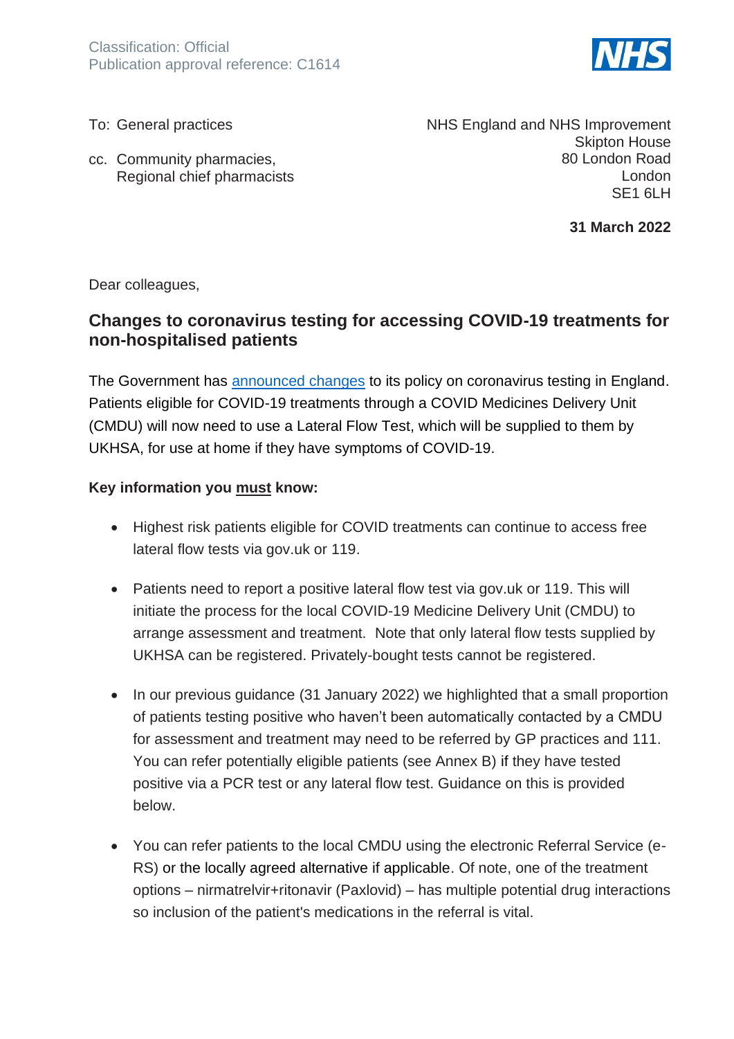Classification: Official
Publication approval reference: C1614

To: General practices

cc. Community pharmacies,
Regional chief pharmacists

NHS England and NHS Improvement
Skipton House
80 London Road
London
SE1 6LH

**31 March 2022**

Dear colleagues,

## Changes to coronavirus testing for accessing COVID-19 treatments for non-hospitalised patients

The Government has announced changes to its policy on coronavirus testing in England. Patients eligible for COVID-19 treatments through a COVID Medicines Delivery Unit (CMDU) will now need to use a Lateral Flow Test, which will be supplied to them by UKHSA, for use at home if they have symptoms of COVID-19.

**Key information you must know:**

- Highest risk patients eligible for COVID treatments can continue to access free lateral flow tests via gov.uk or 119.
- Patients need to report a positive lateral flow test via gov.uk or 119. This will initiate the process for the local COVID-19 Medicine Delivery Unit (CMDU) to arrange assessment and treatment. Note that only lateral flow tests supplied by UKHSA can be registered. Privately-bought tests cannot be registered.
- In our previous guidance (31 January 2022) we highlighted that a small proportion of patients testing positive who haven't been automatically contacted by a CMDU for assessment and treatment may need to be referred by GP practices and 111. You can refer potentially eligible patients (see Annex B) if they have tested positive via a PCR test or any lateral flow test. Guidance on this is provided below.
- You can refer patients to the local CMDU using the electronic Referral Service (e-RS) or the locally agreed alternative if applicable. Of note, one of the treatment options – nirmatrelvir+ritonavir (Paxlovid) – has multiple potential drug interactions so inclusion of the patient's medications in the referral is vital.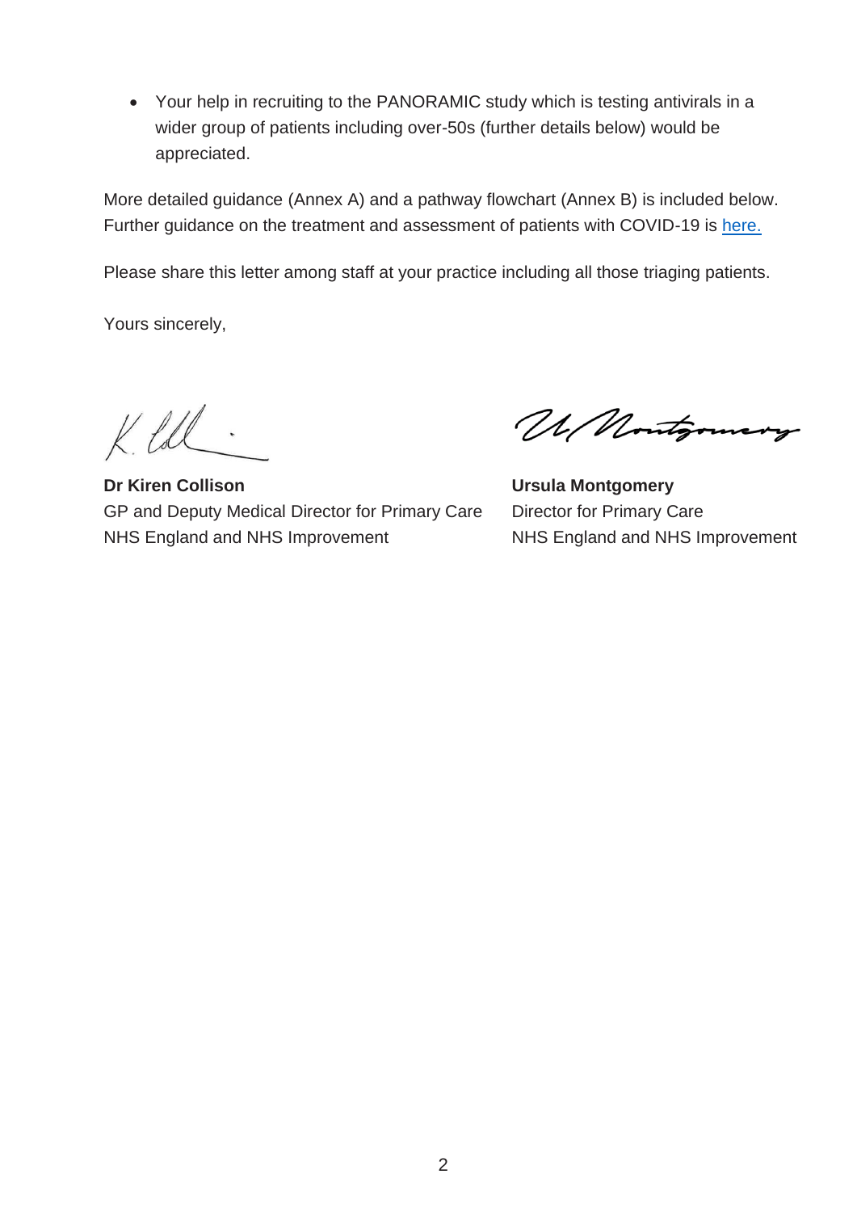- Your help in recruiting to the PANORAMIC study which is testing antivirals in a wider group of patients including over-50s (further details below) would be appreciated.

More detailed guidance (Annex A) and a pathway flowchart (Annex B) is included below. Further guidance on the treatment and assessment of patients with COVID-19 is [here.](here)

Please share this letter among staff at your practice including all those triaging patients.

Yours sincerely,

**Dr Kiren Collison**
GP and Deputy Medical Director for Primary Care
NHS England and NHS Improvement

**Ursula Montgomery**
Director for Primary Care
NHS England and NHS Improvement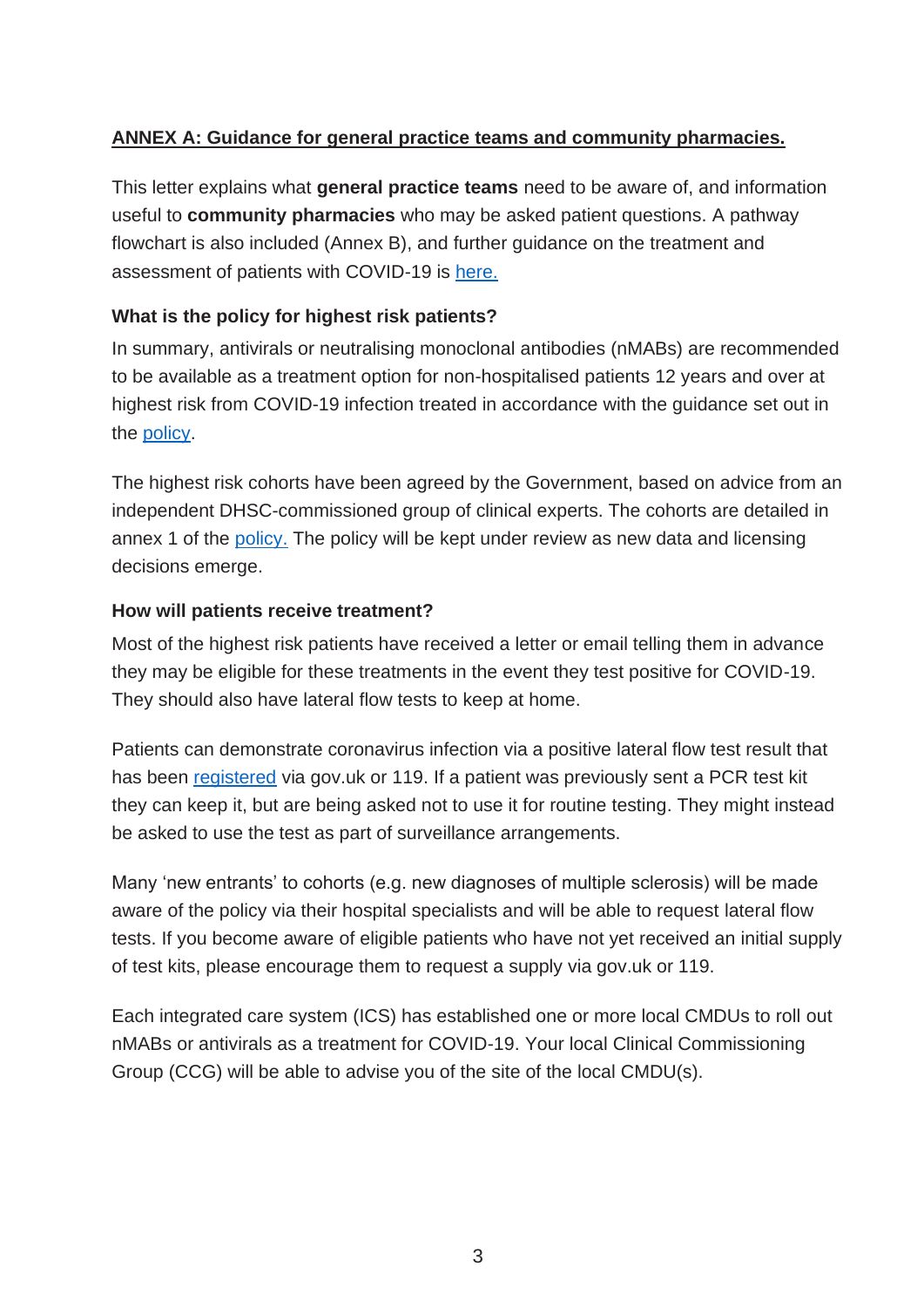## ANNEX A: Guidance for general practice teams and community pharmacies.

This letter explains what **general practice teams** need to be aware of, and information useful to **community pharmacies** who may be asked patient questions. A pathway flowchart is also included (Annex B), and further guidance on the treatment and assessment of patients with COVID-19 is here.

### What is the policy for highest risk patients?

In summary, antivirals or neutralising monoclonal antibodies (nMABs) are recommended to be available as a treatment option for non-hospitalised patients 12 years and over at highest risk from COVID-19 infection treated in accordance with the guidance set out in the policy.

The highest risk cohorts have been agreed by the Government, based on advice from an independent DHSC-commissioned group of clinical experts. The cohorts are detailed in annex 1 of the policy. The policy will be kept under review as new data and licensing decisions emerge.

### How will patients receive treatment?

Most of the highest risk patients have received a letter or email telling them in advance they may be eligible for these treatments in the event they test positive for COVID-19. They should also have lateral flow tests to keep at home.

Patients can demonstrate coronavirus infection via a positive lateral flow test result that has been registered via gov.uk or 119. If a patient was previously sent a PCR test kit they can keep it, but are being asked not to use it for routine testing. They might instead be asked to use the test as part of surveillance arrangements.

Many 'new entrants' to cohorts (e.g. new diagnoses of multiple sclerosis) will be made aware of the policy via their hospital specialists and will be able to request lateral flow tests. If you become aware of eligible patients who have not yet received an initial supply of test kits, please encourage them to request a supply via gov.uk or 119.

Each integrated care system (ICS) has established one or more local CMDUs to roll out nMABs or antivirals as a treatment for COVID-19. Your local Clinical Commissioning Group (CCG) will be able to advise you of the site of the local CMDU(s).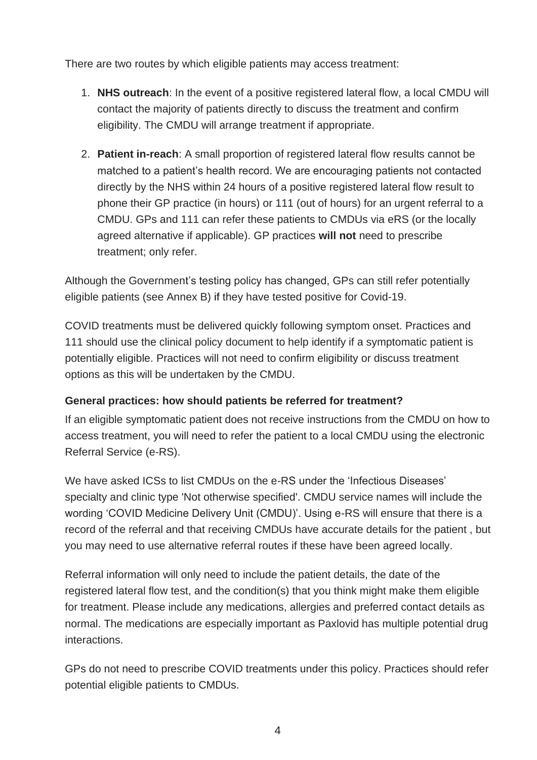There are two routes by which eligible patients may access treatment:

1. **NHS outreach**: In the event of a positive registered lateral flow, a local CMDU will contact the majority of patients directly to discuss the treatment and confirm eligibility. The CMDU will arrange treatment if appropriate.

2. **Patient in-reach**: A small proportion of registered lateral flow results cannot be matched to a patient's health record. We are encouraging patients not contacted directly by the NHS within 24 hours of a positive registered lateral flow result to phone their GP practice (in hours) or 111 (out of hours) for an urgent referral to a CMDU. GPs and 111 can refer these patients to CMDUs via eRS (or the locally agreed alternative if applicable). GP practices **will not** need to prescribe treatment; only refer.

Although the Government's testing policy has changed, GPs can still refer potentially eligible patients (see Annex B) if they have tested positive for Covid-19.

COVID treatments must be delivered quickly following symptom onset. Practices and 111 should use the clinical policy document to help identify if a symptomatic patient is potentially eligible. Practices will not need to confirm eligibility or discuss treatment options as this will be undertaken by the CMDU.

**General practices: how should patients be referred for treatment?**

If an eligible symptomatic patient does not receive instructions from the CMDU on how to access treatment, you will need to refer the patient to a local CMDU using the electronic Referral Service (e-RS).

We have asked ICSs to list CMDUs on the e-RS under the 'Infectious Diseases' specialty and clinic type 'Not otherwise specified'. CMDU service names will include the wording 'COVID Medicine Delivery Unit (CMDU)'. Using e-RS will ensure that there is a record of the referral and that receiving CMDUs have accurate details for the patient , but you may need to use alternative referral routes if these have been agreed locally.

Referral information will only need to include the patient details, the date of the registered lateral flow test, and the condition(s) that you think might make them eligible for treatment. Please include any medications, allergies and preferred contact details as normal. The medications are especially important as Paxlovid has multiple potential drug interactions.

GPs do not need to prescribe COVID treatments under this policy. Practices should refer potential eligible patients to CMDUs.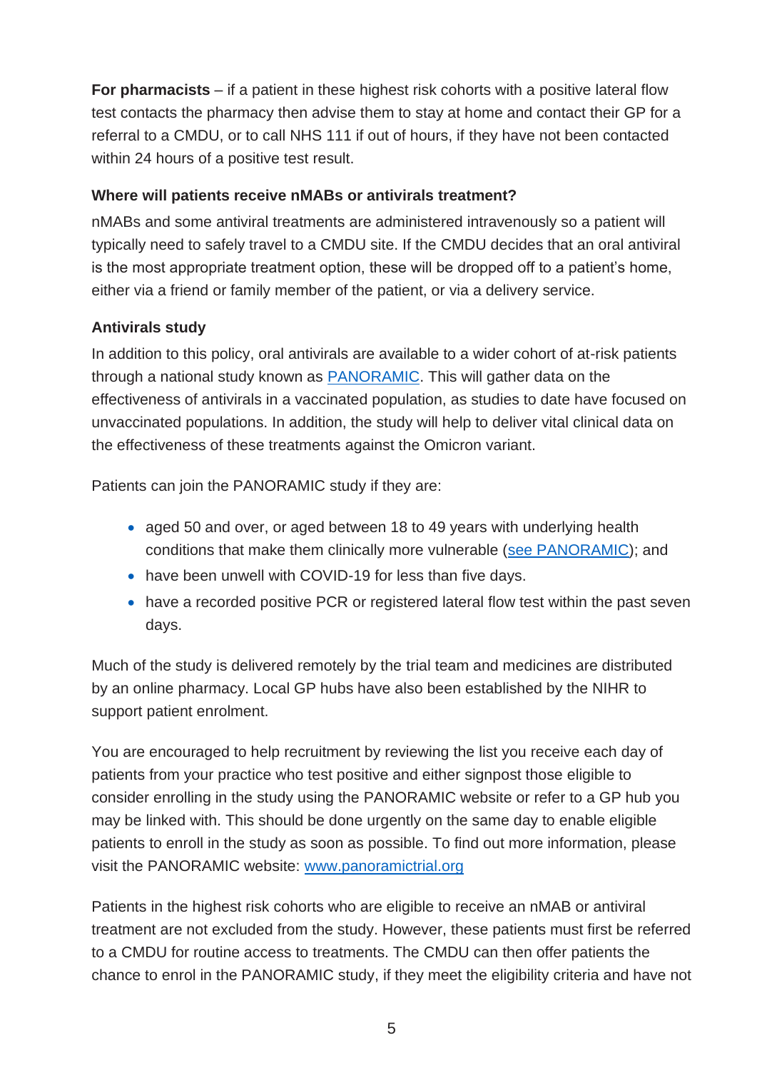**For pharmacists** – if a patient in these highest risk cohorts with a positive lateral flow test contacts the pharmacy then advise them to stay at home and contact their GP for a referral to a CMDU, or to call NHS 111 if out of hours, if they have not been contacted within 24 hours of a positive test result.

**Where will patients receive nMABs or antivirals treatment?**

nMABs and some antiviral treatments are administered intravenously so a patient will typically need to safely travel to a CMDU site. If the CMDU decides that an oral antiviral is the most appropriate treatment option, these will be dropped off to a patient's home, either via a friend or family member of the patient, or via a delivery service.

**Antivirals study**

In addition to this policy, oral antivirals are available to a wider cohort of at-risk patients through a national study known as [PANORAMIC](https://www.panoramictrial.org). This will gather data on the effectiveness of antivirals in a vaccinated population, as studies to date have focused on unvaccinated populations. In addition, the study will help to deliver vital clinical data on the effectiveness of these treatments against the Omicron variant.

Patients can join the PANORAMIC study if they are:

- aged 50 and over, or aged between 18 to 49 years with underlying health conditions that make them clinically more vulnerable (see PANORAMIC); and
- have been unwell with COVID-19 for less than five days.
- have a recorded positive PCR or registered lateral flow test within the past seven days.

Much of the study is delivered remotely by the trial team and medicines are distributed by an online pharmacy. Local GP hubs have also been established by the NIHR to support patient enrolment.

You are encouraged to help recruitment by reviewing the list you receive each day of patients from your practice who test positive and either signpost those eligible to consider enrolling in the study using the PANORAMIC website or refer to a GP hub you may be linked with. This should be done urgently on the same day to enable eligible patients to enroll in the study as soon as possible. To find out more information, please visit the PANORAMIC website: [www.panoramictrial.org](https://www.panoramictrial.org)

Patients in the highest risk cohorts who are eligible to receive an nMAB or antiviral treatment are not excluded from the study. However, these patients must first be referred to a CMDU for routine access to treatments. The CMDU can then offer patients the chance to enrol in the PANORAMIC study, if they meet the eligibility criteria and have not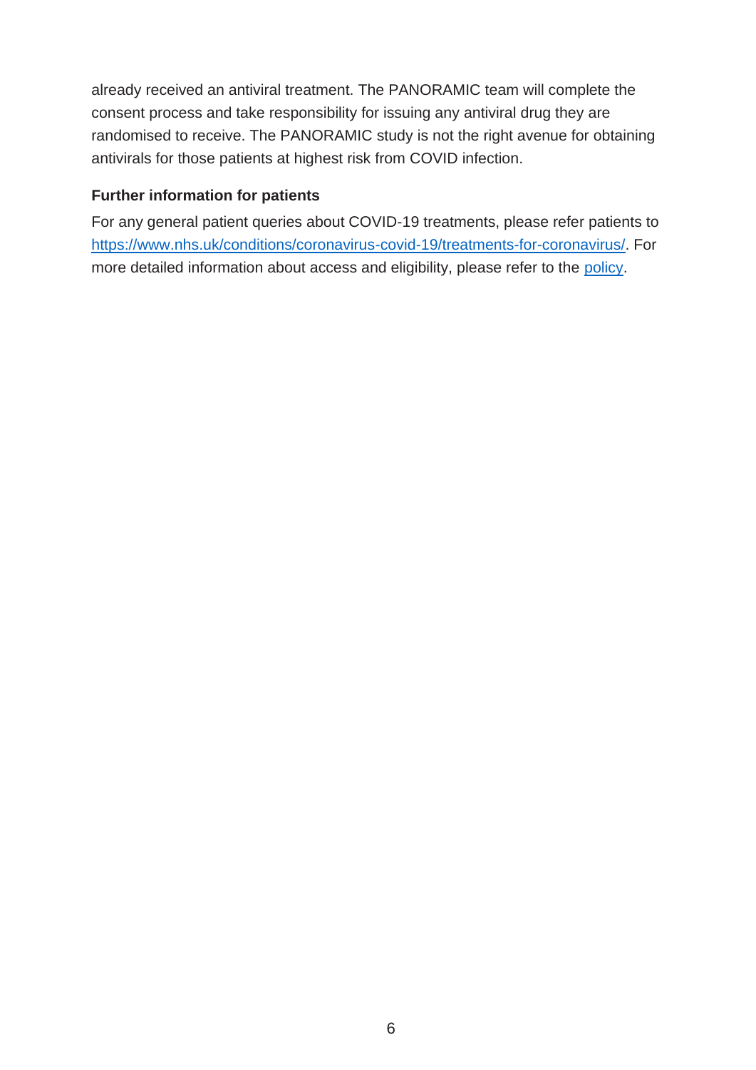already received an antiviral treatment. The PANORAMIC team will complete the consent process and take responsibility for issuing any antiviral drug they are randomised to receive. The PANORAMIC study is not the right avenue for obtaining antivirals for those patients at highest risk from COVID infection.

**Further information for patients**

For any general patient queries about COVID-19 treatments, please refer patients to https://www.nhs.uk/conditions/coronavirus-covid-19/treatments-for-coronavirus/. For more detailed information about access and eligibility, please refer to the policy.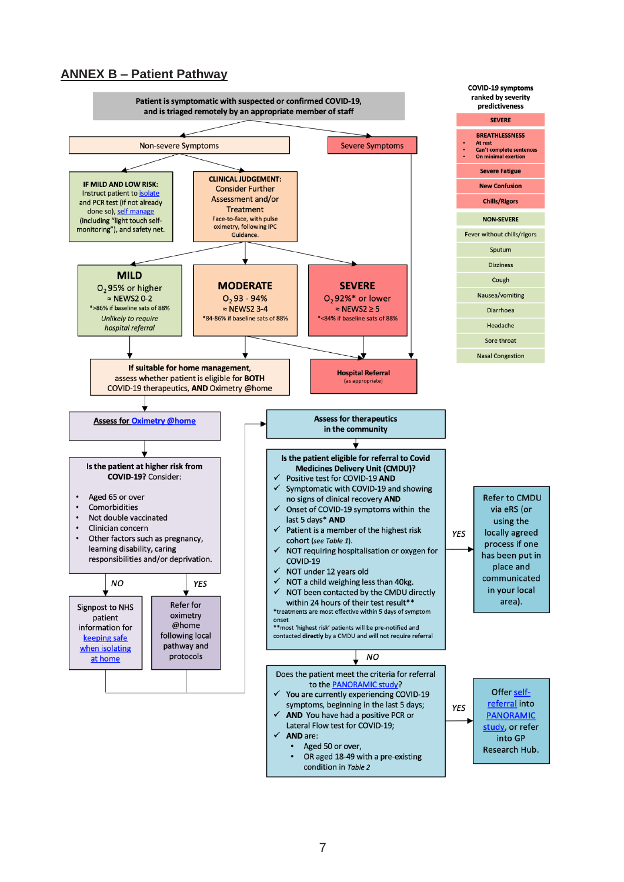## ANNEX B – Patient Pathway

**Patient is symptomatic with suspected or confirmed COVID-19, and is triaged remotely by an appropriate member of staff**

- **Non-severe Symptoms**
  - **IF MILD AND LOW RISK:** Instruct patient to isolate and PCR test (if not already done so), self manage (including "light touch self-monitoring"), and safety net.
  - **CLINICAL JUDGEMENT:** Consider Further Assessment and/or Treatment. Face-to-face, with pulse oximetry, following IPC Guidance.
    - **MILD**: $O_2$ 95% or higher; ≈ NEWS2 0-2; *>86% if baseline sats of 88%. *Unlikely to require hospital referral*
    - **MODERATE**: $O_2$ 93 - 94%; ≈ NEWS2 3-4; *84-86% if baseline sats of 88%
    - **SEVERE**: $O_2$ 92%* or lower; ≈ NEWS2 ≥ 5; *<84% if baseline sats of 88% → **Hospital Referral** (as appropriate)
- **Severe Symptoms** → **Hospital Referral** (as appropriate)

**If suitable for home management,** assess whether patient is eligible for **BOTH** COVID-19 therapeutics, **AND** Oximetry @home

### Assess for Oximetry @home

**Is the patient at higher risk from COVID-19?** Consider:

- Aged 65 or over
- Comorbidities
- Not double vaccinated
- Clinician concern
- Other factors such as pregnancy, learning disability, caring responsibilities and/or deprivation.

*NO* → Signpost to NHS patient information for keeping safe when isolating at home

*YES* → Refer for oximetry @home following local pathway and protocols

### Assess for therapeutics in the community

**Is the patient eligible for referral to Covid Medicines Delivery Unit (CMDU)?**

- ✓ Positive test for COVID-19 **AND**
- ✓ Symptomatic with COVID-19 and showing no signs of clinical recovery **AND**
- ✓ Onset of COVID-19 symptoms within the last 5 days* **AND**
- ✓ Patient is a member of the highest risk cohort (*see Table 1*).
- ✓ NOT requiring hospitalisation or oxygen for COVID-19
- ✓ NOT under 12 years old
- ✓ NOT a child weighing less than 40kg.
- ✓ NOT been contacted by the CMDU directly within 24 hours of their test result**

*treatments are most effective within 5 days of symptom onset
**most 'highest risk' patients will be pre-notified and contacted **directly** by a CMDU and will not require referral

*YES* → Refer to CMDU via eRS (or using the locally agreed referral process if one has been put in place and communicated in your local area).

*NO* ↓

**Does the patient meet the criteria for referral to the PANORAMIC study?**

- ✓ You are currently experiencing COVID-19 symptoms, beginning in the last 5 days;
- ✓ **AND** You have had a positive PCR or Lateral Flow test for COVID-19;
- ✓ **AND** are:
  - Aged 50 or over,
  - OR aged 18-49 with a pre-existing condition in *Table 2*

*YES* → Offer self-referral into PANORAMIC study, or refer into GP Research Hub.

### COVID-19 symptoms ranked by severity predictiveness

**SEVERE**

- **BREATHLESSNESS**
  - At rest
  - Can't complete sentences
  - On minimal exertion
- Severe Fatigue
- New Confusion
- Chills/Rigors

**NON-SEVERE**

- Fever without chills/rigors
- Sputum
- Dizziness
- Cough
- Nausea/vomiting
- Diarrhoea
- Headache
- Sore throat
- Nasal Congestion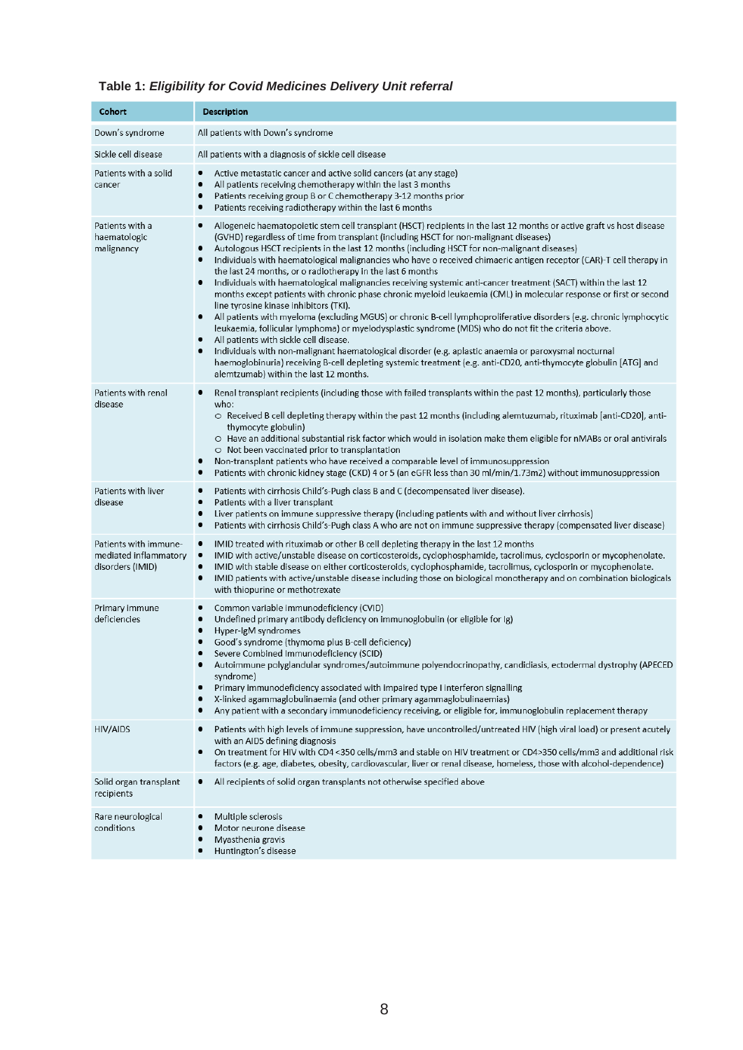**Table 1:** ***Eligibility for Covid Medicines Delivery Unit referral***

| Cohort | Description |
|---|---|
| Down's syndrome | All patients with Down's syndrome |
| Sickle cell disease | All patients with a diagnosis of sickle cell disease |
| Patients with a solid cancer | • Active metastatic cancer and active solid cancers (at any stage)<br>• All patients receiving chemotherapy within the last 3 months<br>• Patients receiving group B or C chemotherapy 3-12 months prior<br>• Patients receiving radiotherapy within the last 6 months |
| Patients with a haematologic malignancy | • Allogeneic haematopoietic stem cell transplant (HSCT) recipients in the last 12 months or active graft vs host disease (GVHD) regardless of time from transplant (including HSCT for non-malignant diseases)<br>• Autologous HSCT recipients in the last 12 months (including HSCT for non-malignant diseases)<br>• Individuals with haematological malignancies who have o received chimaeric antigen receptor (CAR)-T cell therapy in the last 24 months, or o radiotherapy in the last 6 months<br>• Individuals with haematological malignancies receiving systemic anti-cancer treatment (SACT) within the last 12 months except patients with chronic phase chronic myeloid leukaemia (CML) in molecular response or first or second line tyrosine kinase inhibitors (TKI).<br>• All patients with myeloma (excluding MGUS) or chronic B-cell lymphoproliferative disorders (e.g. chronic lymphocytic leukaemia, follicular lymphoma) or myelodysplastic syndrome (MDS) who do not fit the criteria above.<br>• All patients with sickle cell disease.<br>• Individuals with non-malignant haematological disorder (e.g. aplastic anaemia or paroxysmal nocturnal haemoglobinuria) receiving B-cell depleting systemic treatment (e.g. anti-CD20, anti-thymocyte globulin [ATG] and alemtzumab) within the last 12 months. |
| Patients with renal disease | • Renal transplant recipients (including those with failed transplants within the past 12 months), particularly those who:<br>○ Received B cell depleting therapy within the past 12 months (including alemtuzumab, rituximab [anti-CD20], anti-thymocyte globulin)<br>○ Have an additional substantial risk factor which would in isolation make them eligible for nMABs or oral antivirals<br>○ Not been vaccinated prior to transplantation<br>• Non-transplant patients who have received a comparable level of immunosuppression<br>• Patients with chronic kidney stage (CKD) 4 or 5 (an eGFR less than 30 ml/min/1.73m2) without immunosuppression |
| Patients with liver disease | • Patients with cirrhosis Child's-Pugh class B and C (decompensated liver disease).<br>• Patients with a liver transplant<br>• Liver patients on immune suppressive therapy (including patients with and without liver cirrhosis)<br>• Patients with cirrhosis Child's-Pugh class A who are not on immune suppressive therapy (compensated liver disease) |
| Patients with immune-mediated inflammatory disorders (IMID) | • IMID treated with rituximab or other B cell depleting therapy in the last 12 months<br>• IMID with active/unstable disease on corticosteroids, cyclophosphamide, tacrolimus, cyclosporin or mycophenolate.<br>• IMID with stable disease on either corticosteroids, cyclophosphamide, tacrolimus, cyclosporin or mycophenolate.<br>• IMID patients with active/unstable disease including those on biological monotherapy and on combination biologicals with thiopurine or methotrexate |
| Primary immune deficiencies | • Common variable immunodeficiency (CVID)<br>• Undefined primary antibody deficiency on immunoglobulin (or eligible for Ig)<br>• Hyper-IgM syndromes<br>• Good's syndrome (thymoma plus B-cell deficiency)<br>• Severe Combined Immunodeficiency (SCID)<br>• Autoimmune polyglandular syndromes/autoimmune polyendocrinopathy, candidiasis, ectodermal dystrophy (APECED syndrome)<br>• Primary immunodeficiency associated with impaired type I interferon signalling<br>• X-linked agammaglobulinaemia (and other primary agammaglobulinaemias)<br>• Any patient with a secondary immunodeficiency receiving, or eligible for, immunoglobulin replacement therapy |
| HIV/AIDS | • Patients with high levels of immune suppression, have uncontrolled/untreated HIV (high viral load) or present acutely with an AIDS defining diagnosis<br>• On treatment for HIV with CD4 <350 cells/mm3 and stable on HIV treatment or CD4>350 cells/mm3 and additional risk factors (e.g. age, diabetes, obesity, cardiovascular, liver or renal disease, homeless, those with alcohol-dependence) |
| Solid organ transplant recipients | • All recipients of solid organ transplants not otherwise specified above |
| Rare neurological conditions | • Multiple sclerosis<br>• Motor neurone disease<br>• Myasthenia gravis<br>• Huntington's disease |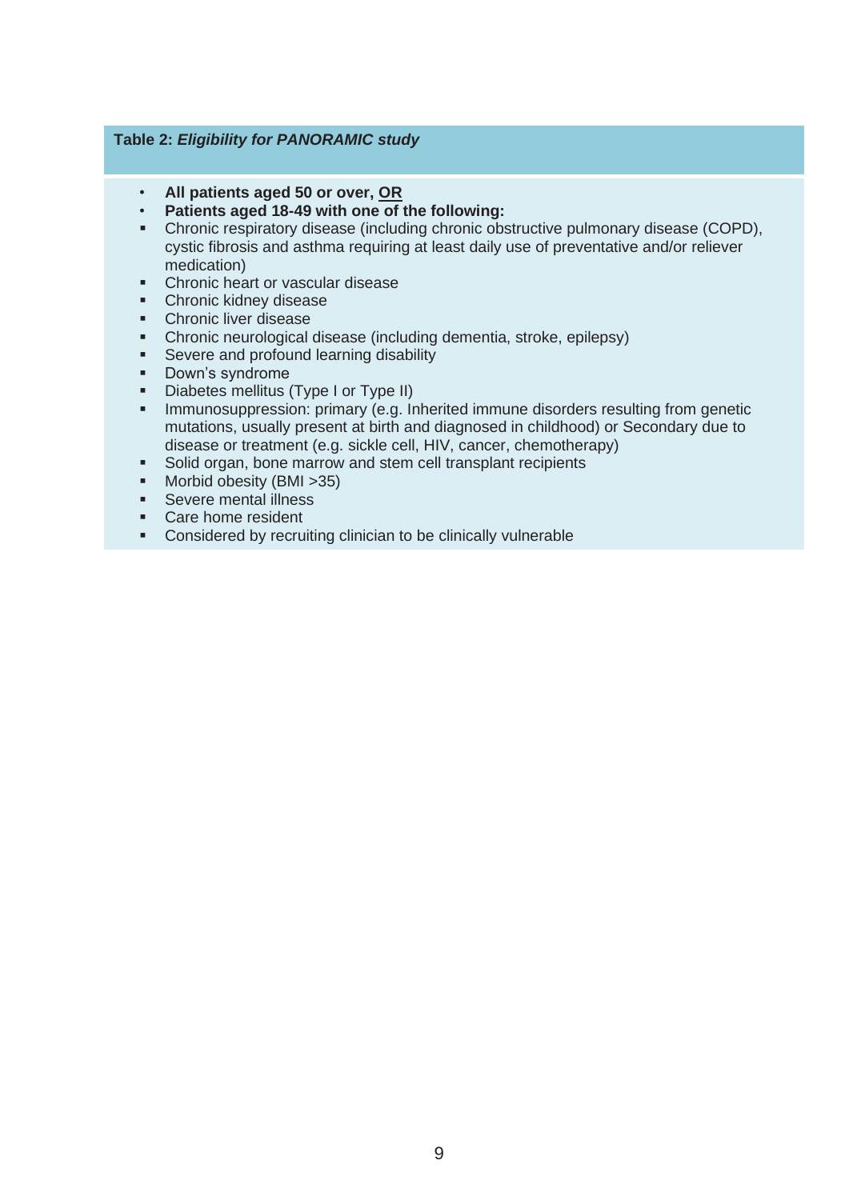**Table 2:** ***Eligibility for PANORAMIC study***

- **All patients aged 50 or over, <u>OR</u>**
- **Patients aged 18-49 with one of the following:**
  - Chronic respiratory disease (including chronic obstructive pulmonary disease (COPD), cystic fibrosis and asthma requiring at least daily use of preventative and/or reliever medication)
  - Chronic heart or vascular disease
  - Chronic kidney disease
  - Chronic liver disease
  - Chronic neurological disease (including dementia, stroke, epilepsy)
  - Severe and profound learning disability
  - Down's syndrome
  - Diabetes mellitus (Type I or Type II)
  - Immunosuppression: primary (e.g. Inherited immune disorders resulting from genetic mutations, usually present at birth and diagnosed in childhood) or Secondary due to disease or treatment (e.g. sickle cell, HIV, cancer, chemotherapy)
  - Solid organ, bone marrow and stem cell transplant recipients
  - Morbid obesity (BMI >35)
  - Severe mental illness
  - Care home resident
  - Considered by recruiting clinician to be clinically vulnerable